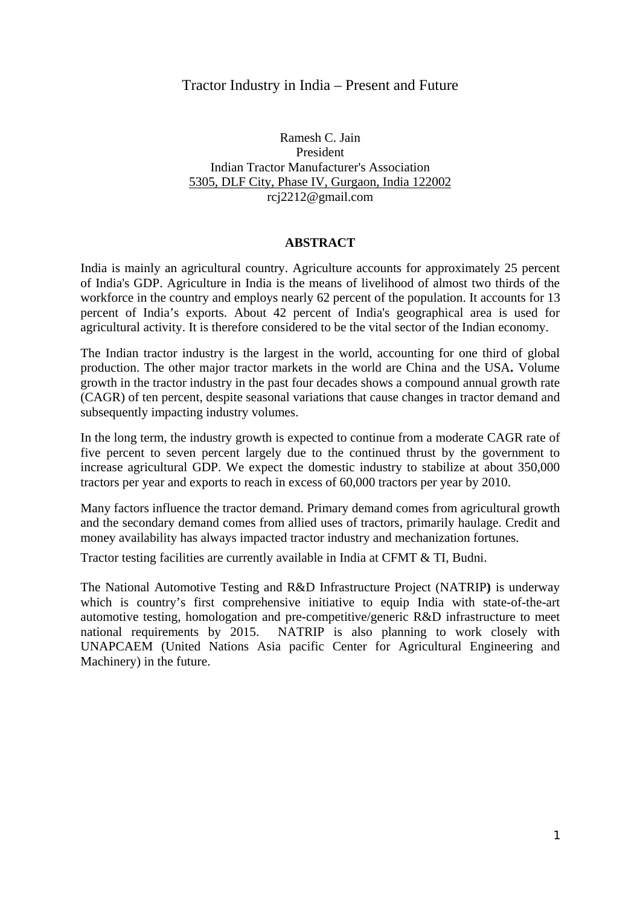# Tractor Industry in India – Present and Future

Ramesh C. Jain
President
Indian Tractor Manufacturer's Association
5305, DLF City, Phase IV, Gurgaon, India 122002
rcj2212@gmail.com

## ABSTRACT

India is mainly an agricultural country. Agriculture accounts for approximately 25 percent of India's GDP. Agriculture in India is the means of livelihood of almost two thirds of the workforce in the country and employs nearly 62 percent of the population. It accounts for 13 percent of India's exports. About 42 percent of India's geographical area is used for agricultural activity. It is therefore considered to be the vital sector of the Indian economy.

The Indian tractor industry is the largest in the world, accounting for one third of global production. The other major tractor markets in the world are China and the USA**.** Volume growth in the tractor industry in the past four decades shows a compound annual growth rate (CAGR) of ten percent, despite seasonal variations that cause changes in tractor demand and subsequently impacting industry volumes.

In the long term, the industry growth is expected to continue from a moderate CAGR rate of five percent to seven percent largely due to the continued thrust by the government to increase agricultural GDP. We expect the domestic industry to stabilize at about 350,000 tractors per year and exports to reach in excess of 60,000 tractors per year by 2010.

Many factors influence the tractor demand. Primary demand comes from agricultural growth and the secondary demand comes from allied uses of tractors, primarily haulage. Credit and money availability has always impacted tractor industry and mechanization fortunes.

Tractor testing facilities are currently available in India at CFMT & TI, Budni.

The National Automotive Testing and R&D Infrastructure Project (NATRIP**)** is underway which is country's first comprehensive initiative to equip India with state-of-the-art automotive testing, homologation and pre-competitive/generic R&D infrastructure to meet national requirements by 2015. NATRIP is also planning to work closely with UNAPCAEM (United Nations Asia pacific Center for Agricultural Engineering and Machinery) in the future.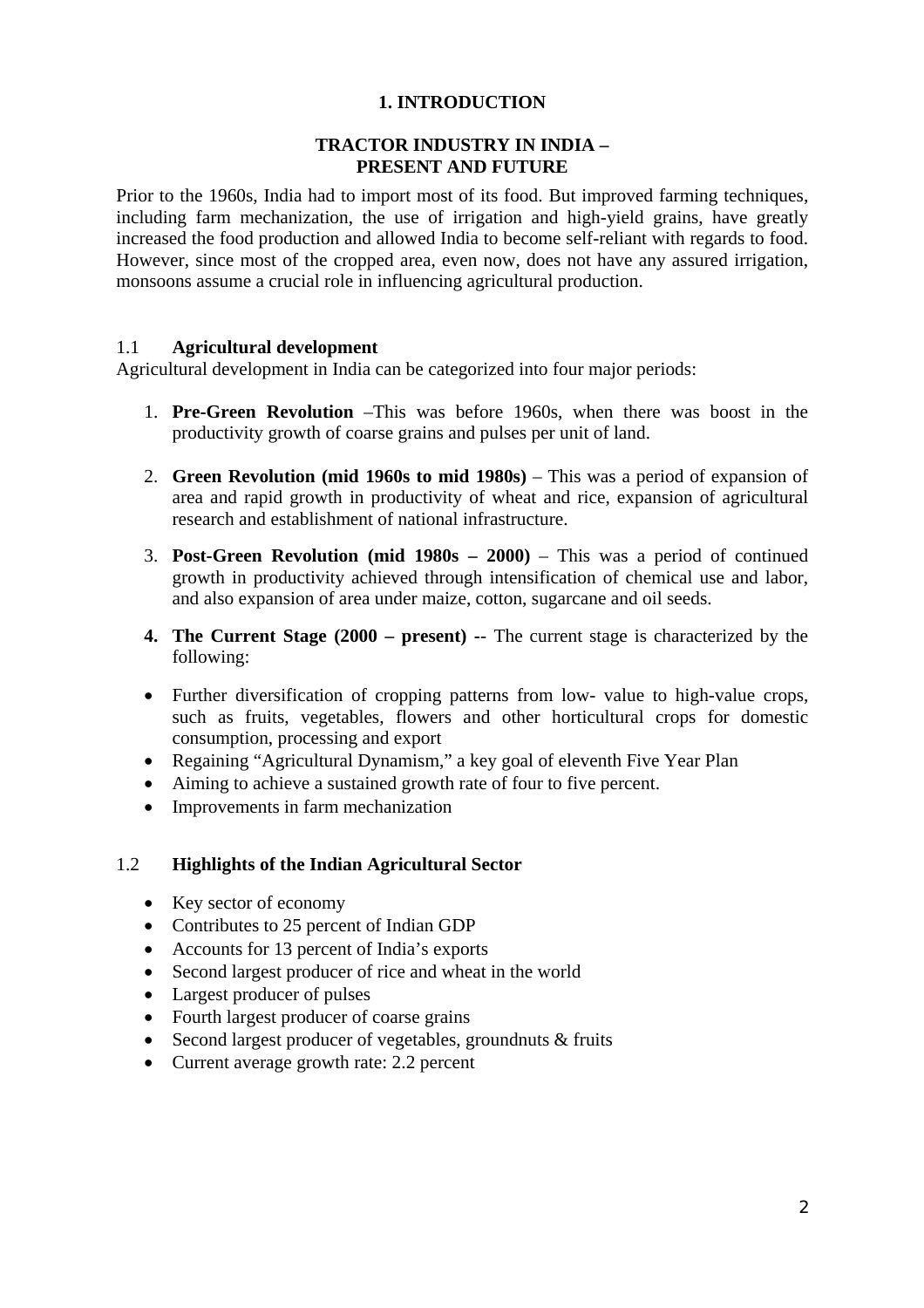# 1. INTRODUCTION

## TRACTOR INDUSTRY IN INDIA – PRESENT AND FUTURE

Prior to the 1960s, India had to import most of its food. But improved farming techniques, including farm mechanization, the use of irrigation and high-yield grains, have greatly increased the food production and allowed India to become self-reliant with regards to food. However, since most of the cropped area, even now, does not have any assured irrigation, monsoons assume a crucial role in influencing agricultural production.

### 1.1 Agricultural development

Agricultural development in India can be categorized into four major periods:

1. **Pre-Green Revolution** –This was before 1960s, when there was boost in the productivity growth of coarse grains and pulses per unit of land.

2. **Green Revolution (mid 1960s to mid 1980s)** – This was a period of expansion of area and rapid growth in productivity of wheat and rice, expansion of agricultural research and establishment of national infrastructure.

3. **Post-Green Revolution (mid 1980s – 2000)** – This was a period of continued growth in productivity achieved through intensification of chemical use and labor, and also expansion of area under maize, cotton, sugarcane and oil seeds.

4. **The Current Stage (2000 – present)** -- The current stage is characterized by the following:

- Further diversification of cropping patterns from low- value to high-value crops, such as fruits, vegetables, flowers and other horticultural crops for domestic consumption, processing and export
- Regaining "Agricultural Dynamism," a key goal of eleventh Five Year Plan
- Aiming to achieve a sustained growth rate of four to five percent.
- Improvements in farm mechanization

### 1.2 Highlights of the Indian Agricultural Sector

- Key sector of economy
- Contributes to 25 percent of Indian GDP
- Accounts for 13 percent of India's exports
- Second largest producer of rice and wheat in the world
- Largest producer of pulses
- Fourth largest producer of coarse grains
- Second largest producer of vegetables, groundnuts & fruits
- Current average growth rate: 2.2 percent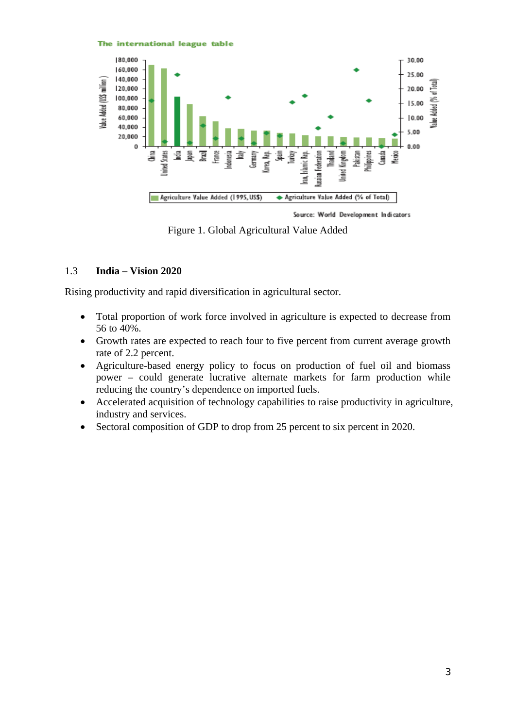Figure 1. Global Agricultural Value Added

### 1.3 India – Vision 2020

Rising productivity and rapid diversification in agricultural sector.

- Total proportion of work force involved in agriculture is expected to decrease from 56 to 40%.
- Growth rates are expected to reach four to five percent from current average growth rate of 2.2 percent.
- Agriculture-based energy policy to focus on production of fuel oil and biomass power – could generate lucrative alternate markets for farm production while reducing the country's dependence on imported fuels.
- Accelerated acquisition of technology capabilities to raise productivity in agriculture, industry and services.
- Sectoral composition of GDP to drop from 25 percent to six percent in 2020.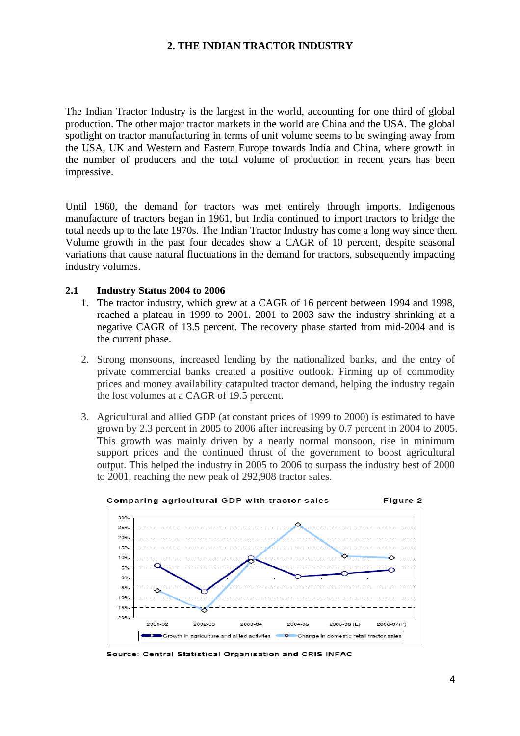## 2. THE INDIAN TRACTOR INDUSTRY

The Indian Tractor Industry is the largest in the world, accounting for one third of global production. The other major tractor markets in the world are China and the USA. The global spotlight on tractor manufacturing in terms of unit volume seems to be swinging away from the USA, UK and Western and Eastern Europe towards India and China, where growth in the number of producers and the total volume of production in recent years has been impressive.

Until 1960, the demand for tractors was met entirely through imports. Indigenous manufacture of tractors began in 1961, but India continued to import tractors to bridge the total needs up to the late 1970s. The Indian Tractor Industry has come a long way since then. Volume growth in the past four decades show a CAGR of 10 percent, despite seasonal variations that cause natural fluctuations in the demand for tractors, subsequently impacting industry volumes.

### 2.1 Industry Status 2004 to 2006

1. The tractor industry, which grew at a CAGR of 16 percent between 1994 and 1998, reached a plateau in 1999 to 2001. 2001 to 2003 saw the industry shrinking at a negative CAGR of 13.5 percent. The recovery phase started from mid-2004 and is the current phase.

2. Strong monsoons, increased lending by the nationalized banks, and the entry of private commercial banks created a positive outlook. Firming up of commodity prices and money availability catapulted tractor demand, helping the industry regain the lost volumes at a CAGR of 19.5 percent.

3. Agricultural and allied GDP (at constant prices of 1999 to 2000) is estimated to have grown by 2.3 percent in 2005 to 2006 after increasing by 0.7 percent in 2004 to 2005. This growth was mainly driven by a nearly normal monsoon, rise in minimum support prices and the continued thrust of the government to boost agricultural output. This helped the industry in 2005 to 2006 to surpass the industry best of 2000 to 2001, reaching the new peak of 292,908 tractor sales.

**Comparing agricultural GDP with tractor sales** — **Figure 2**

Source: Central Statistical Organisation and CRIS INFAC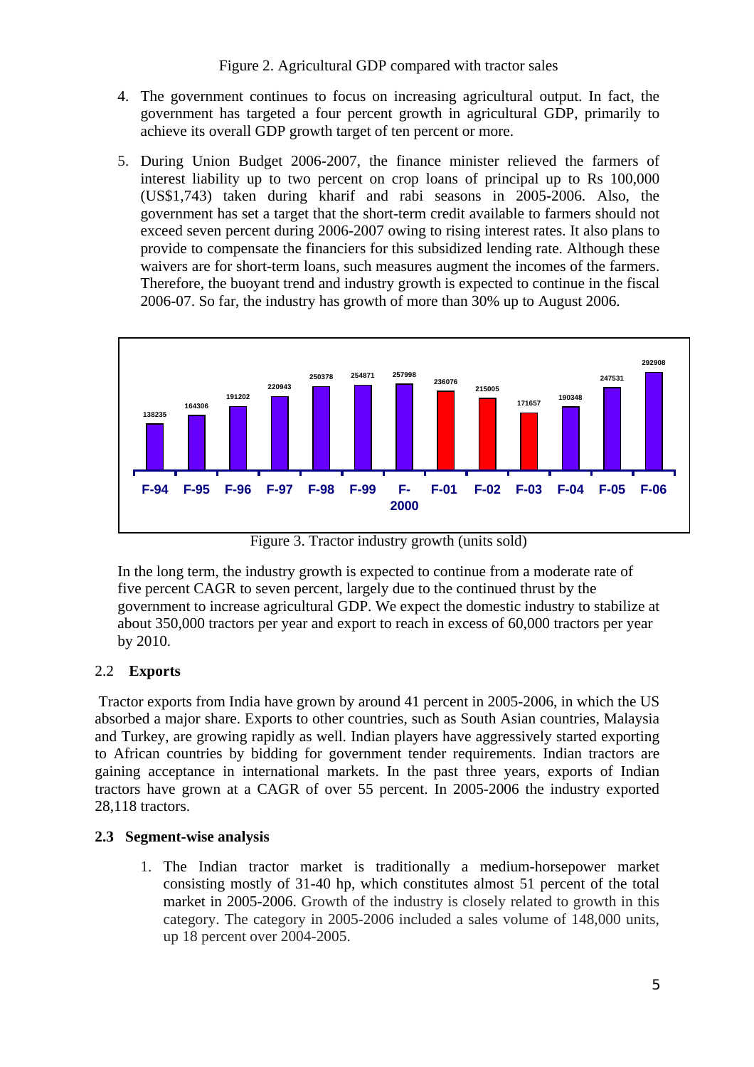Figure 2. Agricultural GDP compared with tractor sales

4. The government continues to focus on increasing agricultural output. In fact, the government has targeted a four percent growth in agricultural GDP, primarily to achieve its overall GDP growth target of ten percent or more.

5. During Union Budget 2006-2007, the finance minister relieved the farmers of interest liability up to two percent on crop loans of principal up to Rs 100,000 (US$1,743) taken during kharif and rabi seasons in 2005-2006. Also, the government has set a target that the short-term credit available to farmers should not exceed seven percent during 2006-2007 owing to rising interest rates. It also plans to provide to compensate the financiers for this subsidized lending rate. Although these waivers are for short-term loans, such measures augment the incomes of the farmers. Therefore, the buoyant trend and industry growth is expected to continue in the fiscal 2006-07. So far, the industry has growth of more than 30% up to August 2006.

| F-94 | F-95 | F-96 | F-97 | F-98 | F-99 | F-2000 | F-01 | F-02 | F-03 | F-04 | F-05 | F-06 |
|---|---|---|---|---|---|---|---|---|---|---|---|---|
| 138235 | 164306 | 191202 | 220943 | 250378 | 254871 | 257998 | 236076 | 215005 | 171657 | 190348 | 247531 | 292908 |

Figure 3. Tractor industry growth (units sold)

In the long term, the industry growth is expected to continue from a moderate rate of five percent CAGR to seven percent, largely due to the continued thrust by the government to increase agricultural GDP. We expect the domestic industry to stabilize at about 350,000 tractors per year and export to reach in excess of 60,000 tractors per year by 2010.

## 2.2 Exports

Tractor exports from India have grown by around 41 percent in 2005-2006, in which the US absorbed a major share. Exports to other countries, such as South Asian countries, Malaysia and Turkey, are growing rapidly as well. Indian players have aggressively started exporting to African countries by bidding for government tender requirements. Indian tractors are gaining acceptance in international markets. In the past three years, exports of Indian tractors have grown at a CAGR of over 55 percent. In 2005-2006 the industry exported 28,118 tractors.

## 2.3 Segment-wise analysis

1. The Indian tractor market is traditionally a medium-horsepower market consisting mostly of 31-40 hp, which constitutes almost 51 percent of the total market in 2005-2006. Growth of the industry is closely related to growth in this category. The category in 2005-2006 included a sales volume of 148,000 units, up 18 percent over 2004-2005.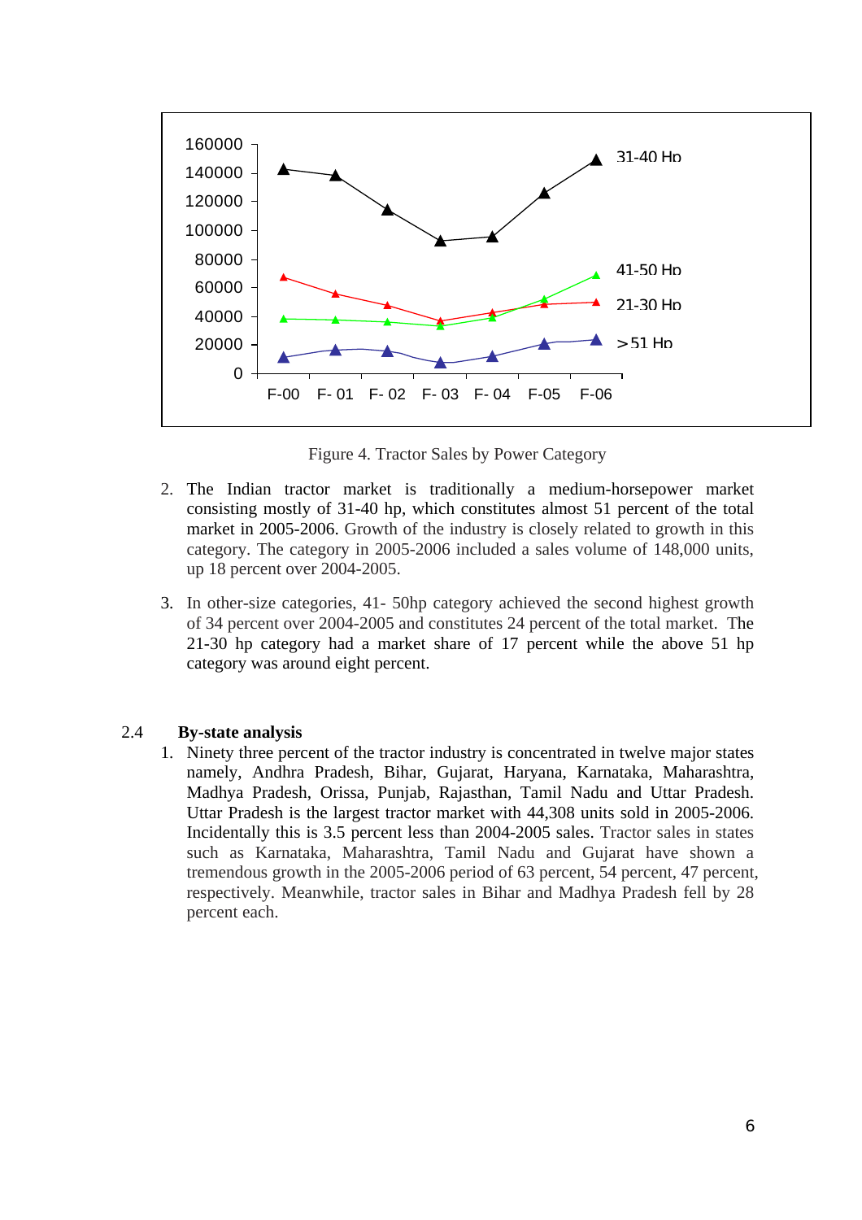Figure 4. Tractor Sales by Power Category

2. The Indian tractor market is traditionally a medium-horsepower market consisting mostly of 31-40 hp, which constitutes almost 51 percent of the total market in 2005-2006. Growth of the industry is closely related to growth in this category. The category in 2005-2006 included a sales volume of 148,000 units, up 18 percent over 2004-2005.

3. In other-size categories, 41- 50hp category achieved the second highest growth of 34 percent over 2004-2005 and constitutes 24 percent of the total market. The 21-30 hp category had a market share of 17 percent while the above 51 hp category was around eight percent.

## 2.4 By-state analysis

1. Ninety three percent of the tractor industry is concentrated in twelve major states namely, Andhra Pradesh, Bihar, Gujarat, Haryana, Karnataka, Maharashtra, Madhya Pradesh, Orissa, Punjab, Rajasthan, Tamil Nadu and Uttar Pradesh. Uttar Pradesh is the largest tractor market with 44,308 units sold in 2005-2006. Incidentally this is 3.5 percent less than 2004-2005 sales. Tractor sales in states such as Karnataka, Maharashtra, Tamil Nadu and Gujarat have shown a tremendous growth in the 2005-2006 period of 63 percent, 54 percent, 47 percent, respectively. Meanwhile, tractor sales in Bihar and Madhya Pradesh fell by 28 percent each.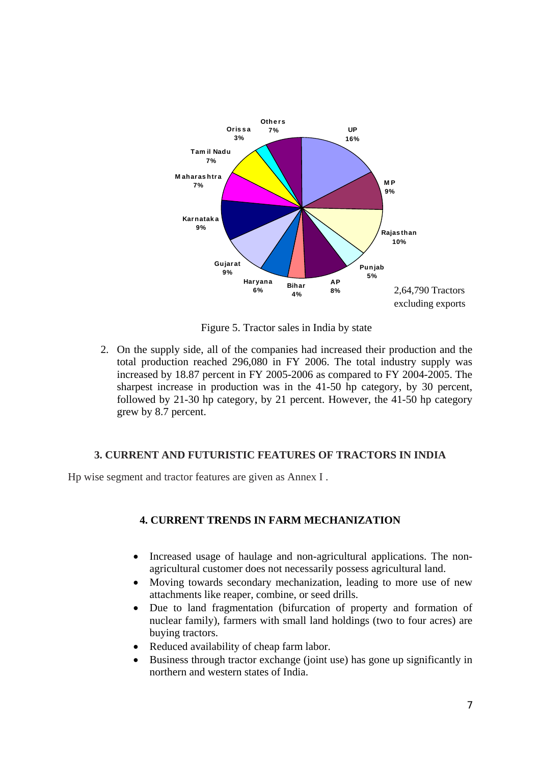2,64,790 Tractors excluding exports

Figure 5. Tractor sales in India by state

2. On the supply side, all of the companies had increased their production and the total production reached 296,080 in FY 2006. The total industry supply was increased by 18.87 percent in FY 2005-2006 as compared to FY 2004-2005. The sharpest increase in production was in the 41-50 hp category, by 30 percent, followed by 21-30 hp category, by 21 percent. However, the 41-50 hp category grew by 8.7 percent.

## 3. CURRENT AND FUTURISTIC FEATURES OF TRACTORS IN INDIA

Hp wise segment and tractor features are given as Annex I .

## 4. CURRENT TRENDS IN FARM MECHANIZATION

- Increased usage of haulage and non-agricultural applications. The non-agricultural customer does not necessarily possess agricultural land.
- Moving towards secondary mechanization, leading to more use of new attachments like reaper, combine, or seed drills.
- Due to land fragmentation (bifurcation of property and formation of nuclear family), farmers with small land holdings (two to four acres) are buying tractors.
- Reduced availability of cheap farm labor.
- Business through tractor exchange (joint use) has gone up significantly in northern and western states of India.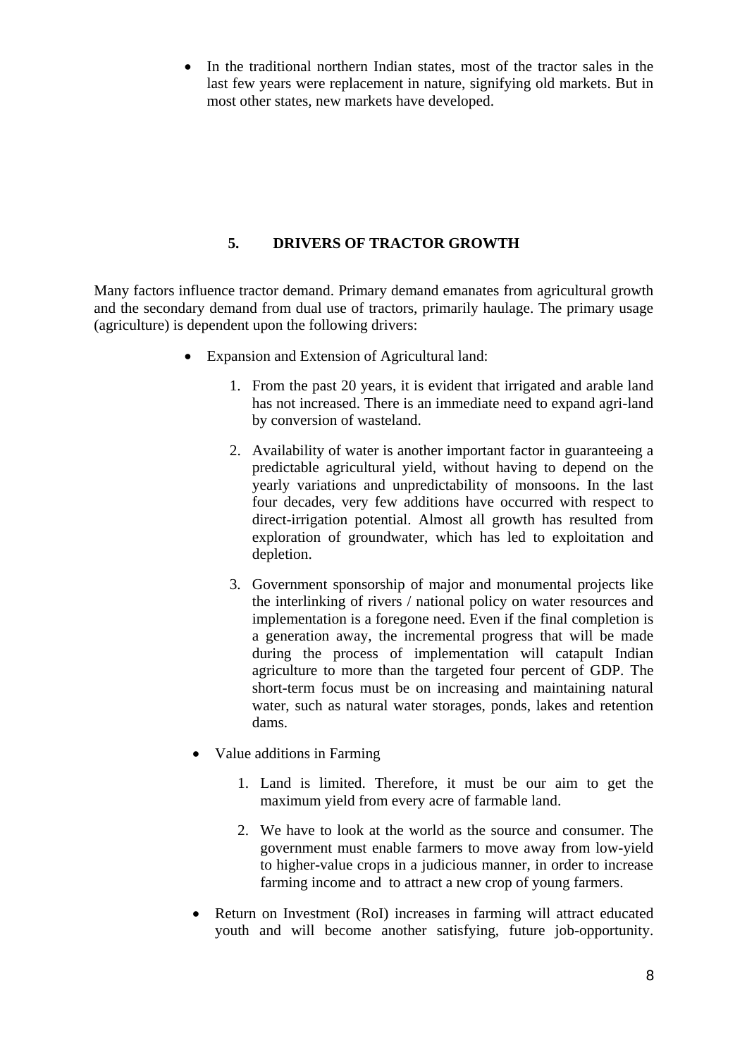- In the traditional northern Indian states, most of the tractor sales in the last few years were replacement in nature, signifying old markets. But in most other states, new markets have developed.

## 5. DRIVERS OF TRACTOR GROWTH

Many factors influence tractor demand. Primary demand emanates from agricultural growth and the secondary demand from dual use of tractors, primarily haulage. The primary usage (agriculture) is dependent upon the following drivers:

- Expansion and Extension of Agricultural land:

    1. From the past 20 years, it is evident that irrigated and arable land has not increased. There is an immediate need to expand agri-land by conversion of wasteland.

    2. Availability of water is another important factor in guaranteeing a predictable agricultural yield, without having to depend on the yearly variations and unpredictability of monsoons. In the last four decades, very few additions have occurred with respect to direct-irrigation potential. Almost all growth has resulted from exploration of groundwater, which has led to exploitation and depletion.

    3. Government sponsorship of major and monumental projects like the interlinking of rivers / national policy on water resources and implementation is a foregone need. Even if the final completion is a generation away, the incremental progress that will be made during the process of implementation will catapult Indian agriculture to more than the targeted four percent of GDP. The short-term focus must be on increasing and maintaining natural water, such as natural water storages, ponds, lakes and retention dams.

- Value additions in Farming

    1. Land is limited. Therefore, it must be our aim to get the maximum yield from every acre of farmable land.

    2. We have to look at the world as the source and consumer. The government must enable farmers to move away from low-yield to higher-value crops in a judicious manner, in order to increase farming income and to attract a new crop of young farmers.

- Return on Investment (RoI) increases in farming will attract educated youth and will become another satisfying, future job-opportunity.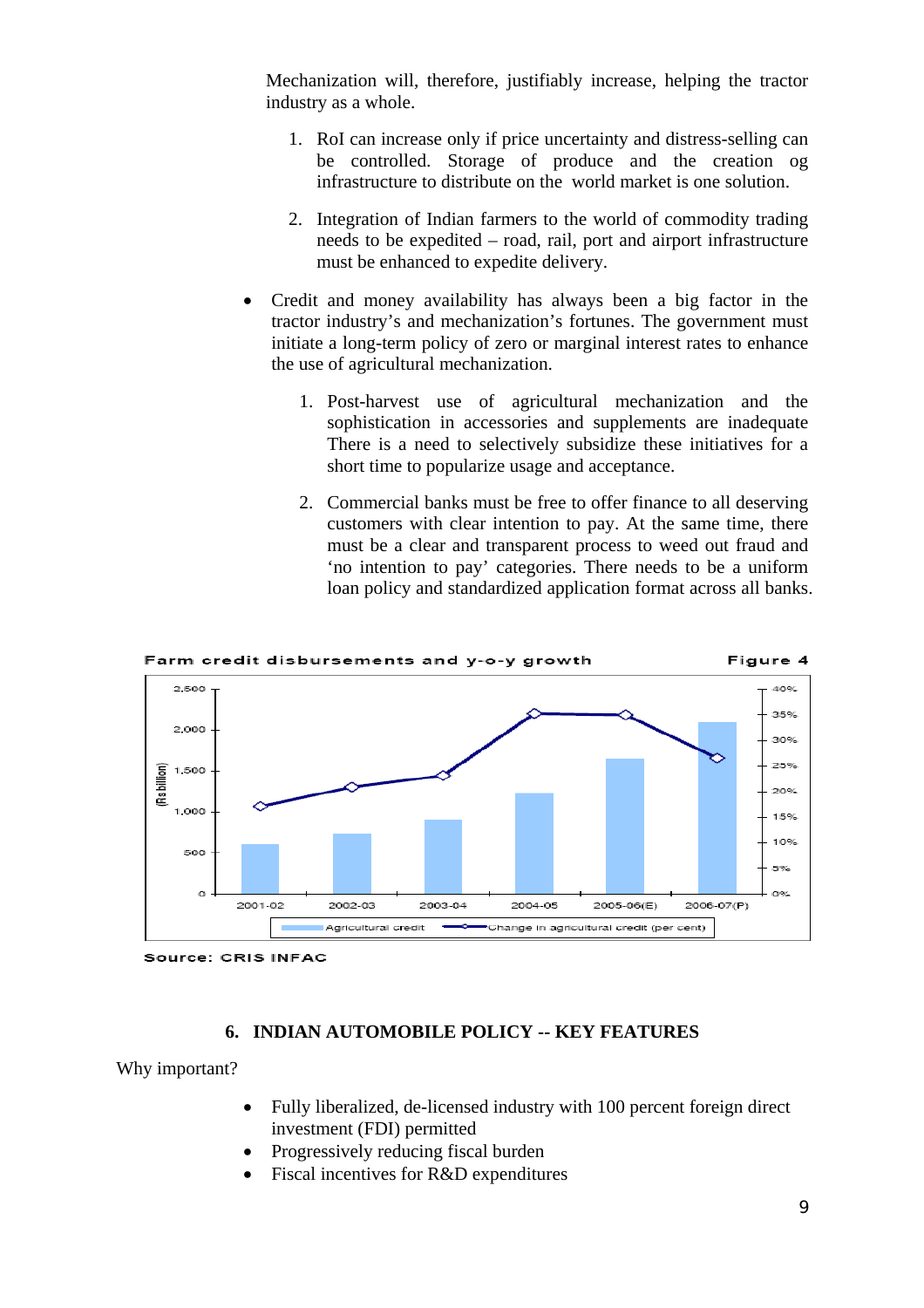Mechanization will, therefore, justifiably increase, helping the tractor industry as a whole.

1. RoI can increase only if price uncertainty and distress-selling can be controlled. Storage of produce and the creation og infrastructure to distribute on the world market is one solution.
2. Integration of Indian farmers to the world of commodity trading needs to be expedited – road, rail, port and airport infrastructure must be enhanced to expedite delivery.

- Credit and money availability has always been a big factor in the tractor industry's and mechanization's fortunes. The government must initiate a long-term policy of zero or marginal interest rates to enhance the use of agricultural mechanization.

  1. Post-harvest use of agricultural mechanization and the sophistication in accessories and supplements are inadequate There is a need to selectively subsidize these initiatives for a short time to popularize usage and acceptance.
  2. Commercial banks must be free to offer finance to all deserving customers with clear intention to pay. At the same time, there must be a clear and transparent process to weed out fraud and 'no intention to pay' categories. There needs to be a uniform loan policy and standardized application format across all banks.

**Farm credit disbursements and y-o-y growth** — **Figure 4**

Source: CRIS INFAC

## 6. INDIAN AUTOMOBILE POLICY -- KEY FEATURES

Why important?

- Fully liberalized, de-licensed industry with 100 percent foreign direct investment (FDI) permitted
- Progressively reducing fiscal burden
- Fiscal incentives for R&D expenditures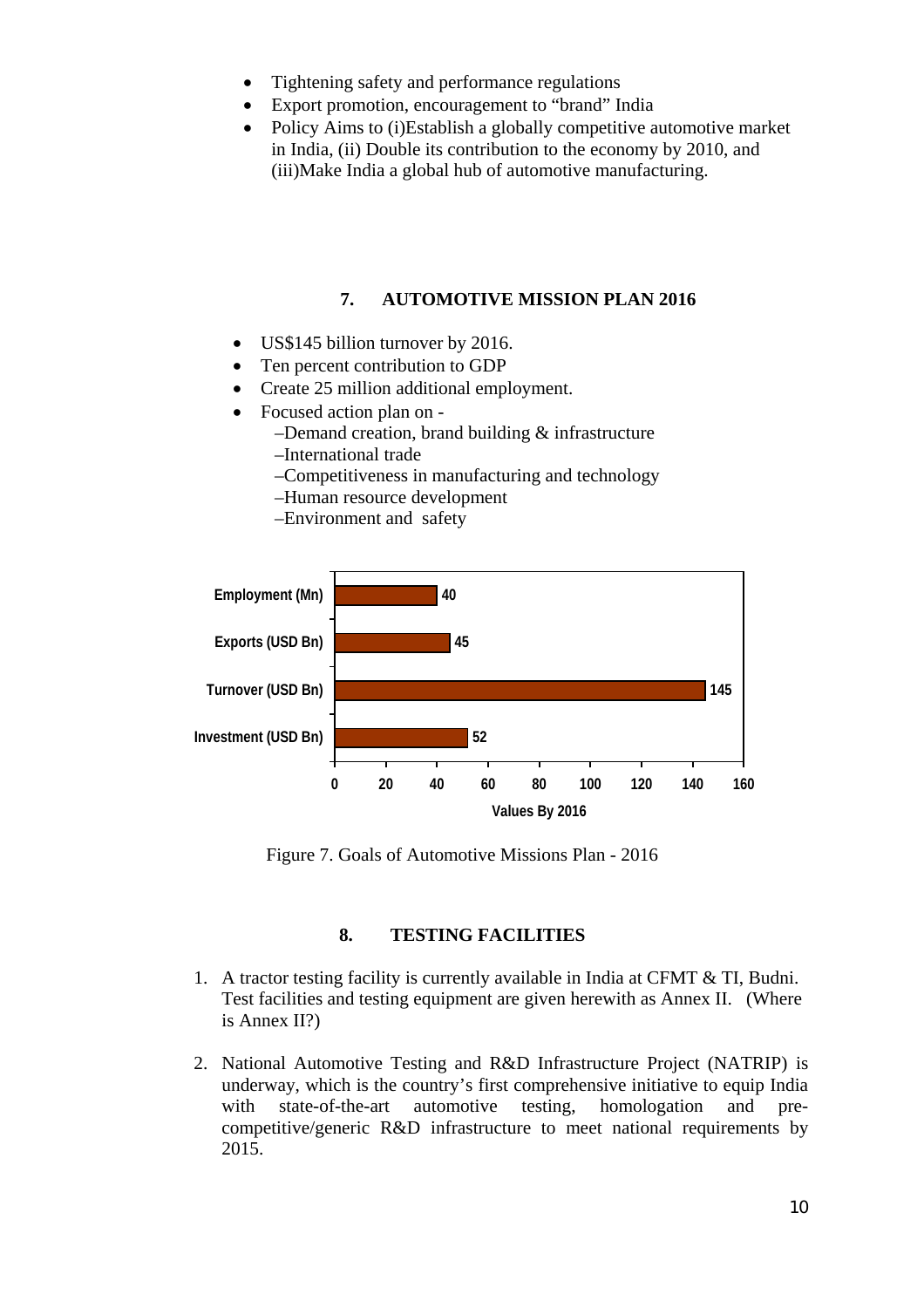- Tightening safety and performance regulations
- Export promotion, encouragement to "brand" India
- Policy Aims to (i)Establish a globally competitive automotive market in India, (ii) Double its contribution to the economy by 2010, and (iii)Make India a global hub of automotive manufacturing.

## 7. AUTOMOTIVE MISSION PLAN 2016

- US$145 billion turnover by 2016.
- Ten percent contribution to GDP
- Create 25 million additional employment.
- Focused action plan on -
  - –Demand creation, brand building & infrastructure
  - –International trade
  - –Competitiveness in manufacturing and technology
  - –Human resource development
  - –Environment and safety

| | Values By 2016 |
|---|---|
| Employment (Mn) | 40 |
| Exports (USD Bn) | 45 |
| Turnover (USD Bn) | 145 |
| Investment (USD Bn) | 52 |

Figure 7. Goals of Automotive Missions Plan - 2016

## 8. TESTING FACILITIES

1. A tractor testing facility is currently available in India at CFMT & TI, Budni. Test facilities and testing equipment are given herewith as Annex II. (Where is Annex II?)

2. National Automotive Testing and R&D Infrastructure Project (NATRIP) is underway, which is the country's first comprehensive initiative to equip India with state-of-the-art automotive testing, homologation and pre-competitive/generic R&D infrastructure to meet national requirements by 2015.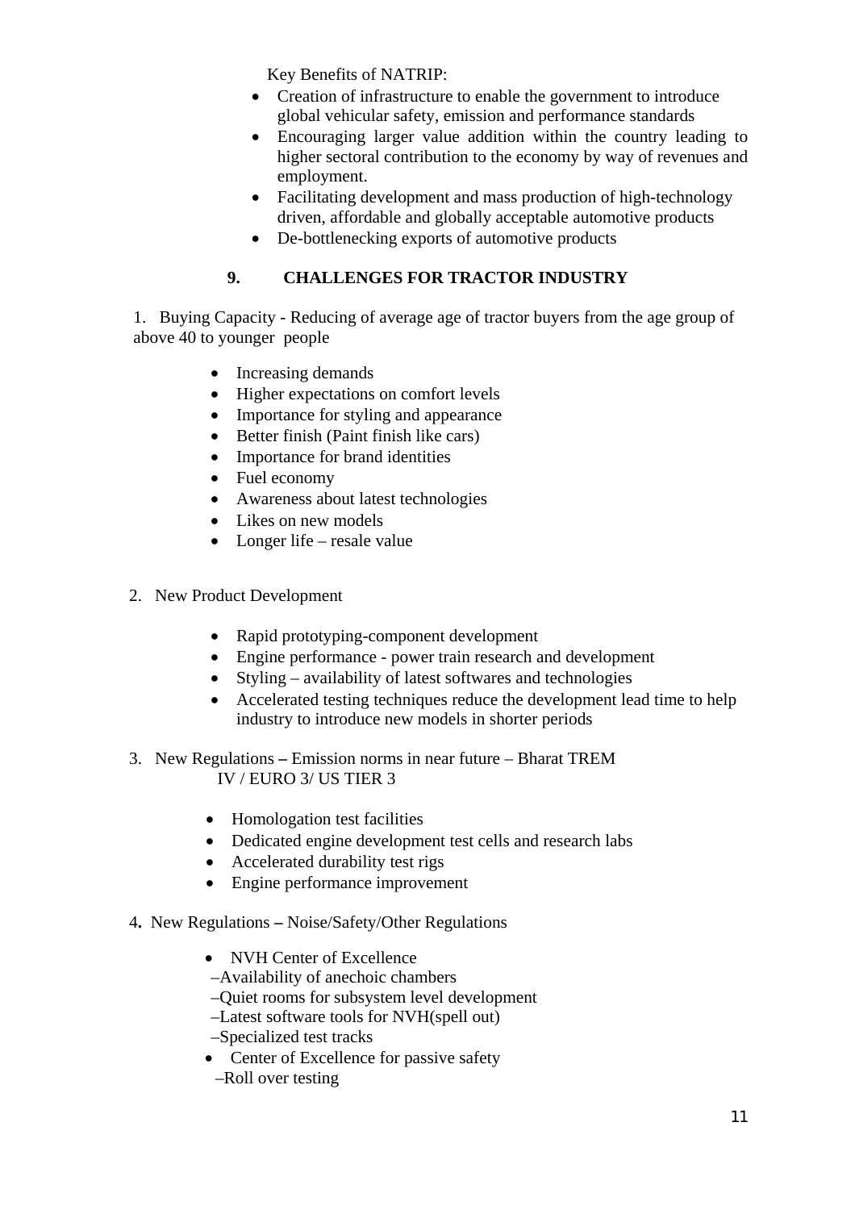Key Benefits of NATRIP:

- Creation of infrastructure to enable the government to introduce global vehicular safety, emission and performance standards
- Encouraging larger value addition within the country leading to higher sectoral contribution to the economy by way of revenues and employment.
- Facilitating development and mass production of high-technology driven, affordable and globally acceptable automotive products
- De-bottlenecking exports of automotive products

## 9. CHALLENGES FOR TRACTOR INDUSTRY

1. Buying Capacity - Reducing of average age of tractor buyers from the age group of above 40 to younger people

- Increasing demands
- Higher expectations on comfort levels
- Importance for styling and appearance
- Better finish (Paint finish like cars)
- Importance for brand identities
- Fuel economy
- Awareness about latest technologies
- Likes on new models
- Longer life – resale value

2. New Product Development

- Rapid prototyping-component development
- Engine performance - power train research and development
- Styling – availability of latest softwares and technologies
- Accelerated testing techniques reduce the development lead time to help industry to introduce new models in shorter periods

3. New Regulations **–** Emission norms in near future – Bharat TREM IV / EURO 3/ US TIER 3

- Homologation test facilities
- Dedicated engine development test cells and research labs
- Accelerated durability test rigs
- Engine performance improvement

4**.** New Regulations **–** Noise/Safety/Other Regulations

- NVH Center of Excellence
  –Availability of anechoic chambers
  –Quiet rooms for subsystem level development
  –Latest software tools for NVH(spell out)
  –Specialized test tracks
- Center of Excellence for passive safety
  –Roll over testing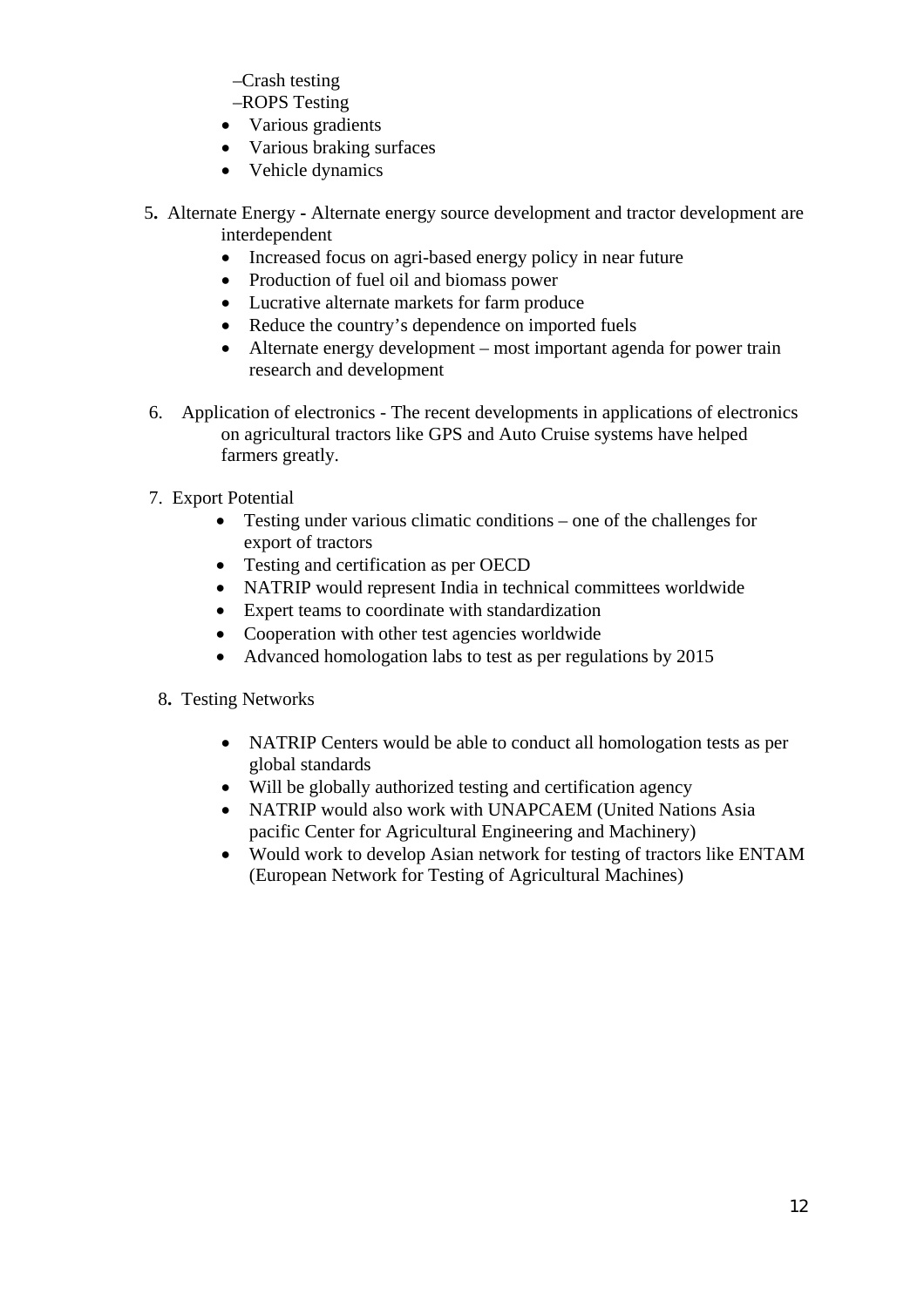–Crash testing
–ROPS Testing

- Various gradients
- Various braking surfaces
- Vehicle dynamics

5. Alternate Energy - Alternate energy source development and tractor development are interdependent
   - Increased focus on agri-based energy policy in near future
   - Production of fuel oil and biomass power
   - Lucrative alternate markets for farm produce
   - Reduce the country's dependence on imported fuels
   - Alternate energy development – most important agenda for power train research and development

6. Application of electronics - The recent developments in applications of electronics on agricultural tractors like GPS and Auto Cruise systems have helped farmers greatly.

7. Export Potential
   - Testing under various climatic conditions – one of the challenges for export of tractors
   - Testing and certification as per OECD
   - NATRIP would represent India in technical committees worldwide
   - Expert teams to coordinate with standardization
   - Cooperation with other test agencies worldwide
   - Advanced homologation labs to test as per regulations by 2015

8. Testing Networks
   - NATRIP Centers would be able to conduct all homologation tests as per global standards
   - Will be globally authorized testing and certification agency
   - NATRIP would also work with UNAPCAEM (United Nations Asia pacific Center for Agricultural Engineering and Machinery)
   - Would work to develop Asian network for testing of tractors like ENTAM (European Network for Testing of Agricultural Machines)